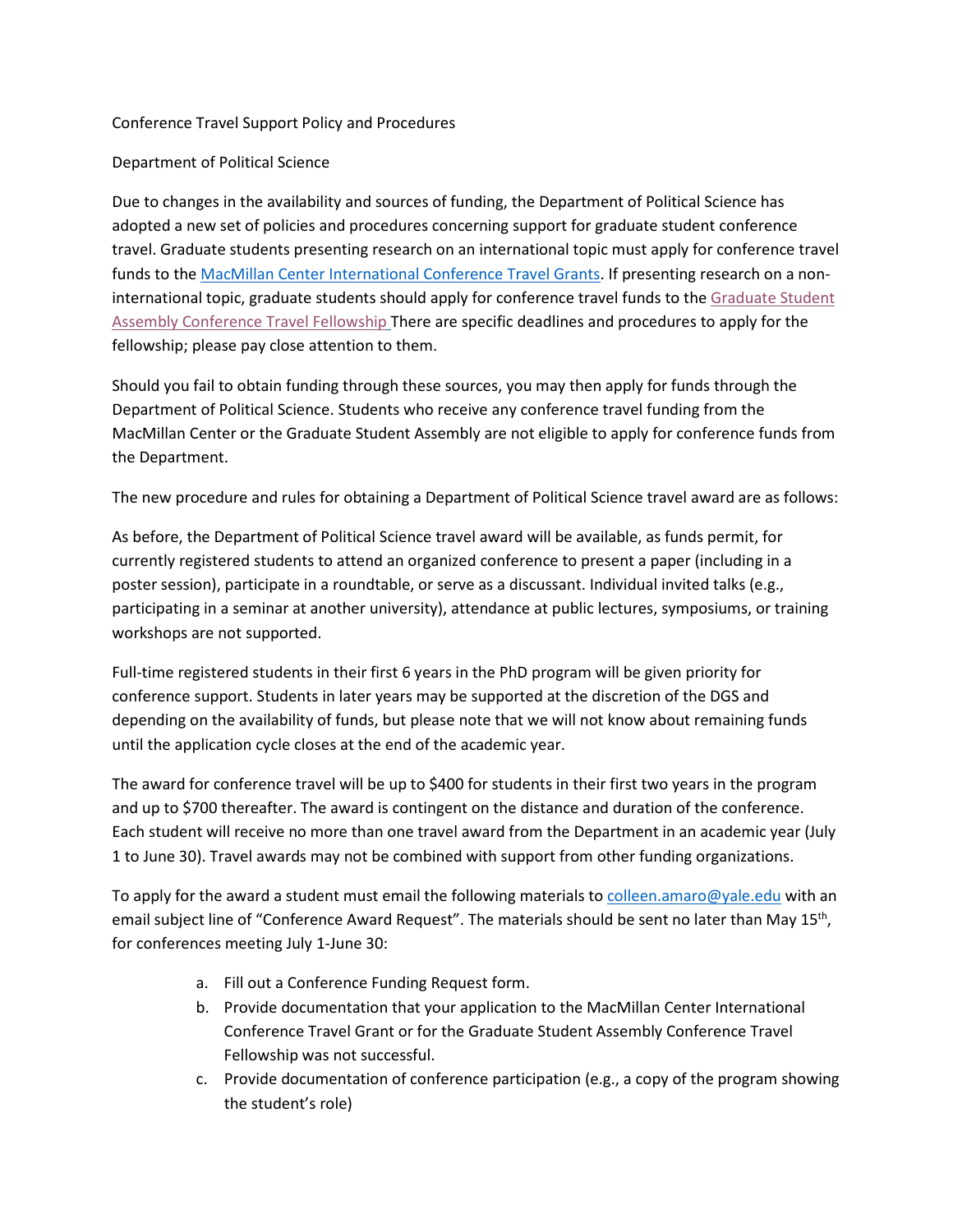Conference Travel Support Policy and Procedures

Department of Political Science

Due to changes in the availability and sources of funding, the Department of Political Science has adopted a new set of policies and procedures concerning support for graduate student conference travel. Graduate students presenting research on an international topic must apply for conference travel funds to the [MacMillan Center International Conference Travel Grants](). If presenting research on a non-international topic, graduate students should apply for conference travel funds to the [Graduate Student Assembly Conference Travel Fellowship]() There are specific deadlines and procedures to apply for the fellowship; please pay close attention to them.

Should you fail to obtain funding through these sources, you may then apply for funds through the Department of Political Science. Students who receive any conference travel funding from the MacMillan Center or the Graduate Student Assembly are not eligible to apply for conference funds from the Department.

The new procedure and rules for obtaining a Department of Political Science travel award are as follows:

As before, the Department of Political Science travel award will be available, as funds permit, for currently registered students to attend an organized conference to present a paper (including in a poster session), participate in a roundtable, or serve as a discussant. Individual invited talks (e.g., participating in a seminar at another university), attendance at public lectures, symposiums, or training workshops are not supported.

Full-time registered students in their first 6 years in the PhD program will be given priority for conference support. Students in later years may be supported at the discretion of the DGS and depending on the availability of funds, but please note that we will not know about remaining funds until the application cycle closes at the end of the academic year.

The award for conference travel will be up to $400 for students in their first two years in the program and up to $700 thereafter. The award is contingent on the distance and duration of the conference. Each student will receive no more than one travel award from the Department in an academic year (July 1 to June 30). Travel awards may not be combined with support from other funding organizations.

To apply for the award a student must email the following materials to colleen.amaro@yale.edu with an email subject line of "Conference Award Request". The materials should be sent no later than May 15th, for conferences meeting July 1-June 30:

a. Fill out a Conference Funding Request form.
b. Provide documentation that your application to the MacMillan Center International Conference Travel Grant or for the Graduate Student Assembly Conference Travel Fellowship was not successful.
c. Provide documentation of conference participation (e.g., a copy of the program showing the student's role)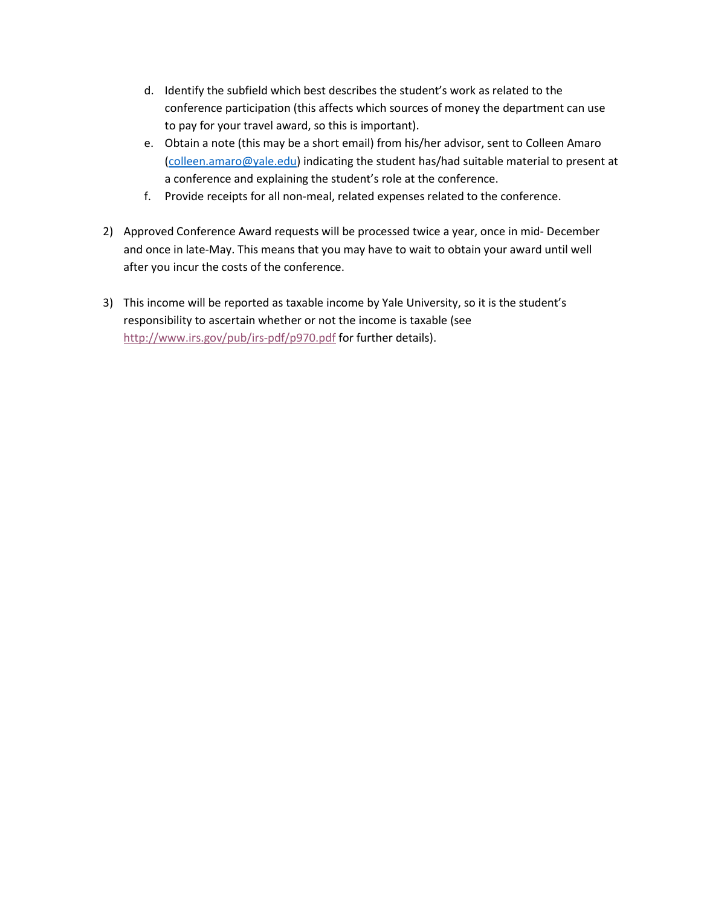d. Identify the subfield which best describes the student's work as related to the conference participation (this affects which sources of money the department can use to pay for your travel award, so this is important).

e. Obtain a note (this may be a short email) from his/her advisor, sent to Colleen Amaro (colleen.amaro@yale.edu) indicating the student has/had suitable material to present at a conference and explaining the student's role at the conference.

f. Provide receipts for all non-meal, related expenses related to the conference.

2) Approved Conference Award requests will be processed twice a year, once in mid- December and once in late-May. This means that you may have to wait to obtain your award until well after you incur the costs of the conference.

3) This income will be reported as taxable income by Yale University, so it is the student's responsibility to ascertain whether or not the income is taxable (see http://www.irs.gov/pub/irs-pdf/p970.pdf for further details).